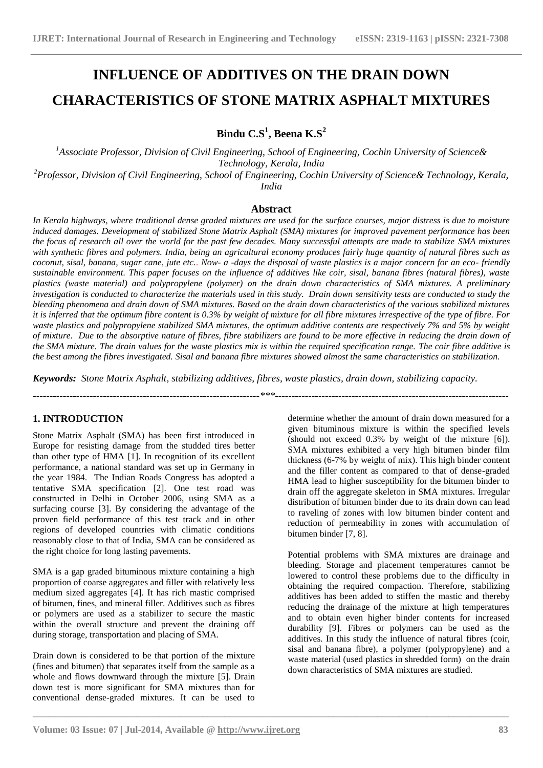# INFLUENCE OF ADDITIVES ON THE DRAIN DOWN CHARACTERISTICS OF STONE MATRIX ASPHALT MIXTURES

**Bindu C.S[1], Beena K.S[2]**

[1]*Associate Professor, Division of Civil Engineering, School of Engineering, Cochin University of Science& Technology, Kerala, India*

[2]*Professor, Division of Civil Engineering, School of Engineering, Cochin University of Science& Technology, Kerala, India*

## Abstract

*In Kerala highways, where traditional dense graded mixtures are used for the surface courses, major distress is due to moisture induced damages. Development of stabilized Stone Matrix Asphalt (SMA) mixtures for improved pavement performance has been the focus of research all over the world for the past few decades. Many successful attempts are made to stabilize SMA mixtures with synthetic fibres and polymers. India, being an agricultural economy produces fairly huge quantity of natural fibres such as coconut, sisal, banana, sugar cane, jute etc.. Now- a -days the disposal of waste plastics is a major concern for an eco- friendly sustainable environment. This paper focuses on the influence of additives like coir, sisal, banana fibres (natural fibres), waste plastics (waste material) and polypropylene (polymer) on the drain down characteristics of SMA mixtures. A preliminary investigation is conducted to characterize the materials used in this study. Drain down sensitivity tests are conducted to study the bleeding phenomena and drain down of SMA mixtures. Based on the drain down characteristics of the various stabilized mixtures it is inferred that the optimum fibre content is 0.3% by weight of mixture for all fibre mixtures irrespective of the type of fibre. For waste plastics and polypropylene stabilized SMA mixtures, the optimum additive contents are respectively 7% and 5% by weight of mixture. Due to the absorptive nature of fibres, fibre stabilizers are found to be more effective in reducing the drain down of the SMA mixture. The drain values for the waste plastics mix is within the required specification range. The coir fibre additive is the best among the fibres investigated. Sisal and banana fibre mixtures showed almost the same characteristics on stabilization.*

***Keywords:*** *Stone Matrix Asphalt, stabilizing additives, fibres, waste plastics, drain down, stabilizing capacity.*

---

## 1. INTRODUCTION

Stone Matrix Asphalt (SMA) has been first introduced in Europe for resisting damage from the studded tires better than other type of HMA [1]. In recognition of its excellent performance, a national standard was set up in Germany in the year 1984. The Indian Roads Congress has adopted a tentative SMA specification [2]. One test road was constructed in Delhi in October 2006, using SMA as a surfacing course [3]. By considering the advantage of the proven field performance of this test track and in other regions of developed countries with climatic conditions reasonably close to that of India, SMA can be considered as the right choice for long lasting pavements.

SMA is a gap graded bituminous mixture containing a high proportion of coarse aggregates and filler with relatively less medium sized aggregates [4]. It has rich mastic comprised of bitumen, fines, and mineral filler. Additives such as fibres or polymers are used as a stabilizer to secure the mastic within the overall structure and prevent the draining off during storage, transportation and placing of SMA.

Drain down is considered to be that portion of the mixture (fines and bitumen) that separates itself from the sample as a whole and flows downward through the mixture [5]. Drain down test is more significant for SMA mixtures than for conventional dense-graded mixtures. It can be used to determine whether the amount of drain down measured for a given bituminous mixture is within the specified levels (should not exceed 0.3% by weight of the mixture [6]). SMA mixtures exhibited a very high bitumen binder film thickness (6-7% by weight of mix). This high binder content and the filler content as compared to that of dense-graded HMA lead to higher susceptibility for the bitumen binder to drain off the aggregate skeleton in SMA mixtures. Irregular distribution of bitumen binder due to its drain down can lead to raveling of zones with low bitumen binder content and reduction of permeability in zones with accumulation of bitumen binder [7, 8].

Potential problems with SMA mixtures are drainage and bleeding. Storage and placement temperatures cannot be lowered to control these problems due to the difficulty in obtaining the required compaction. Therefore, stabilizing additives has been added to stiffen the mastic and thereby reducing the drainage of the mixture at high temperatures and to obtain even higher binder contents for increased durability [9]. Fibres or polymers can be used as the additives. In this study the influence of natural fibres (coir, sisal and banana fibre), a polymer (polypropylene) and a waste material (used plastics in shredded form) on the drain down characteristics of SMA mixtures are studied.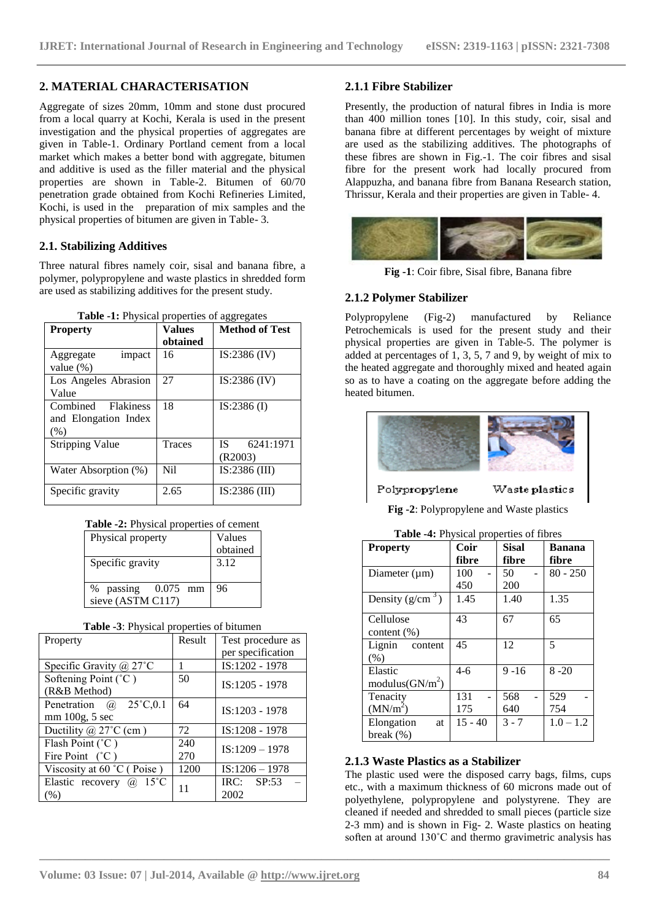## 2. MATERIAL CHARACTERISATION

Aggregate of sizes 20mm, 10mm and stone dust procured from a local quarry at Kochi, Kerala is used in the present investigation and the physical properties of aggregates are given in Table-1. Ordinary Portland cement from a local market which makes a better bond with aggregate, bitumen and additive is used as the filler material and the physical properties are shown in Table-2. Bitumen of 60/70 penetration grade obtained from Kochi Refineries Limited, Kochi, is used in the preparation of mix samples and the physical properties of bitumen are given in Table- 3.

### 2.1. Stabilizing Additives

Three natural fibres namely coir, sisal and banana fibre, a polymer, polypropylene and waste plastics in shredded form are used as stabilizing additives for the present study.

**Table -1:** Physical properties of aggregates

| Property | Values obtained | Method of Test |
|---|---|---|
| Aggregate impact value (%) | 16 | IS:2386 (IV) |
| Los Angeles Abrasion Value | 27 | IS:2386 (IV) |
| Combined Flakiness and Elongation Index (%) | 18 | IS:2386 (I) |
| Stripping Value | Traces | IS 6241:1971 (R2003) |
| Water Absorption (%) | Nil | IS:2386 (III) |
| Specific gravity | 2.65 | IS:2386 (III) |

**Table -2:** Physical properties of cement

| Physical property | Values obtained |
|---|---|
| Specific gravity | 3.12 |
| % passing 0.075 mm sieve (ASTM C117) | 96 |

**Table -3**: Physical properties of bitumen

| Property | Result | Test procedure as per specification |
|---|---|---|
| Specific Gravity @ 27˚C | 1 | IS:1202 - 1978 |
| Softening Point (˚C ) (R&B Method) | 50 | IS:1205 - 1978 |
| Penetration @ 25˚C,0.1 mm 100g, 5 sec | 64 | IS:1203 - 1978 |
| Ductility @ 27˚C (cm ) | 72 | IS:1208 - 1978 |
| Flash Point (˚C ) Fire Point (˚C ) | 240 270 | IS:1209 – 1978 |
| Viscosity at 60 ˚C ( Poise ) | 1200 | IS:1206 – 1978 |
| Elastic recovery @ 15˚C (%) | 11 | IRC: SP:53 – 2002 |

### 2.1.1 Fibre Stabilizer

Presently, the production of natural fibres in India is more than 400 million tones [10]. In this study, coir, sisal and banana fibre at different percentages by weight of mixture are used as the stabilizing additives. The photographs of these fibres are shown in Fig.-1. The coir fibres and sisal fibre for the present work had locally procured from Alappuzha, and banana fibre from Banana Research station, Thrissur, Kerala and their properties are given in Table- 4.

**Fig -1**: Coir fibre, Sisal fibre, Banana fibre

### 2.1.2 Polymer Stabilizer

Polypropylene (Fig-2) manufactured by Reliance Petrochemicals is used for the present study and their physical properties are given in Table-5. The polymer is added at percentages of 1, 3, 5, 7 and 9, by weight of mix to the heated aggregate and thoroughly mixed and heated again so as to have a coating on the aggregate before adding the heated bitumen.

Polypropylene Waste plastics

**Fig -2**: Polypropylene and Waste plastics

**Table -4:** Physical properties of fibres

| Property | Coir fibre | Sisal fibre | Banana fibre |
|---|---|---|---|
| Diameter (μm) | 100 - 450 | 50 - 200 | 80 - 250 |
| Density ($g/cm^3$) | 1.45 | 1.40 | 1.35 |
| Cellulose content (%) | 43 | 67 | 65 |
| Lignin content (%) | 45 | 12 | 5 |
| Elastic modulus($GN/m^2$) | 4-6 | 9 -16 | 8 -20 |
| Tenacity ($MN/m^2$) | 131 - 175 | 568 - 640 | 529 - 754 |
| Elongation at break (%) | 15 - 40 | 3 - 7 | 1.0 – 1.2 |

### 2.1.3 Waste Plastics as a Stabilizer

The plastic used were the disposed carry bags, films, cups etc., with a maximum thickness of 60 microns made out of polyethylene, polypropylene and polystyrene. They are cleaned if needed and shredded to small pieces (particle size 2-3 mm) and is shown in Fig- 2. Waste plastics on heating soften at around 130˚C and thermo gravimetric analysis has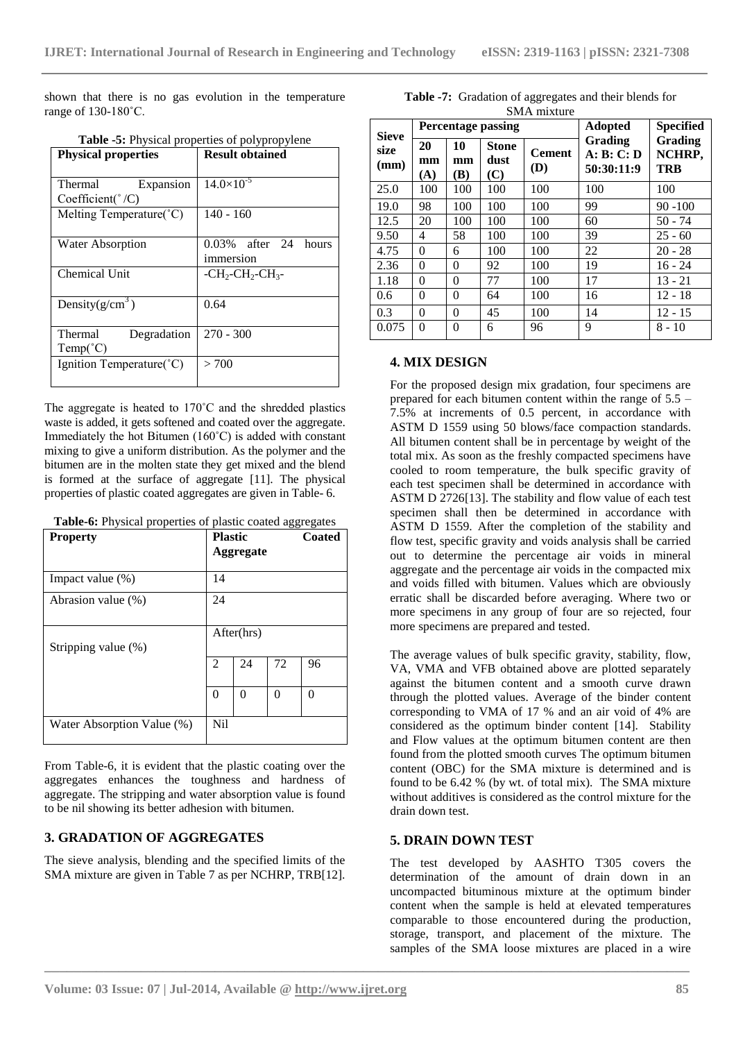shown that there is no gas evolution in the temperature range of 130-180˚C.

**Table -5:** Physical properties of polypropylene

| Physical properties | Result obtained |
|---|---|
| Thermal Expansion Coefficient(˚/C) | $14.0\times10^{-5}$ |
| Melting Temperature(˚C) | 140 - 160 |
| Water Absorption | 0.03% after 24 hours immersion |
| Chemical Unit | $-CH_2-CH_2-CH_3-$ |
| Density($g/cm^3$) | 0.64 |
| Thermal Degradation Temp(˚C) | 270 - 300 |
| Ignition Temperature(˚C) | > 700 |

The aggregate is heated to 170˚C and the shredded plastics waste is added, it gets softened and coated over the aggregate. Immediately the hot Bitumen (160˚C) is added with constant mixing to give a uniform distribution. As the polymer and the bitumen are in the molten state they get mixed and the blend is formed at the surface of aggregate [11]. The physical properties of plastic coated aggregates are given in Table- 6.

**Table-6:** Physical properties of plastic coated aggregates

| Property | Plastic Coated Aggregate | | | |
|---|---|---|---|---|
| Impact value (%) | 14 | | | |
| Abrasion value (%) | 24 | | | |
| Stripping value (%) | After(hrs) | | | |
| | 2 | 24 | 72 | 96 |
| | 0 | 0 | 0 | 0 |
| Water Absorption Value (%) | Nil | | | |

From Table-6, it is evident that the plastic coating over the aggregates enhances the toughness and hardness of aggregate. The stripping and water absorption value is found to be nil showing its better adhesion with bitumen.

## 3. GRADATION OF AGGREGATES

The sieve analysis, blending and the specified limits of the SMA mixture are given in Table 7 as per NCHRP, TRB[12].

**Table -7:** Gradation of aggregates and their blends for SMA mixture

| Sieve size (mm) | Percentage passing | | | | Adopted Grading A: B: C: D 50:30:11:9 | Specified Grading NCHRP, TRB |
|---|---|---|---|---|---|---|
| | 20 mm (A) | 10 mm (B) | Stone dust (C) | Cement (D) | | |
| 25.0 | 100 | 100 | 100 | 100 | 100 | 100 |
| 19.0 | 98 | 100 | 100 | 100 | 99 | 90 -100 |
| 12.5 | 20 | 100 | 100 | 100 | 60 | 50 - 74 |
| 9.50 | 4 | 58 | 100 | 100 | 39 | 25 - 60 |
| 4.75 | 0 | 6 | 100 | 100 | 22 | 20 - 28 |
| 2.36 | 0 | 0 | 92 | 100 | 19 | 16 - 24 |
| 1.18 | 0 | 0 | 77 | 100 | 17 | 13 - 21 |
| 0.6 | 0 | 0 | 64 | 100 | 16 | 12 - 18 |
| 0.3 | 0 | 0 | 45 | 100 | 14 | 12 - 15 |
| 0.075 | 0 | 0 | 6 | 96 | 9 | 8 - 10 |

## 4. MIX DESIGN

For the proposed design mix gradation, four specimens are prepared for each bitumen content within the range of 5.5 – 7.5% at increments of 0.5 percent, in accordance with ASTM D 1559 using 50 blows/face compaction standards. All bitumen content shall be in percentage by weight of the total mix. As soon as the freshly compacted specimens have cooled to room temperature, the bulk specific gravity of each test specimen shall be determined in accordance with ASTM D 2726[13]. The stability and flow value of each test specimen shall then be determined in accordance with ASTM D 1559. After the completion of the stability and flow test, specific gravity and voids analysis shall be carried out to determine the percentage air voids in mineral aggregate and the percentage air voids in the compacted mix and voids filled with bitumen. Values which are obviously erratic shall be discarded before averaging. Where two or more specimens in any group of four are so rejected, four more specimens are prepared and tested.

The average values of bulk specific gravity, stability, flow, VA, VMA and VFB obtained above are plotted separately against the bitumen content and a smooth curve drawn through the plotted values. Average of the binder content corresponding to VMA of 17 % and an air void of 4% are considered as the optimum binder content [14]. Stability and Flow values at the optimum bitumen content are then found from the plotted smooth curves The optimum bitumen content (OBC) for the SMA mixture is determined and is found to be 6.42 % (by wt. of total mix). The SMA mixture without additives is considered as the control mixture for the drain down test.

## 5. DRAIN DOWN TEST

The test developed by AASHTO T305 covers the determination of the amount of drain down in an uncompacted bituminous mixture at the optimum binder content when the sample is held at elevated temperatures comparable to those encountered during the production, storage, transport, and placement of the mixture. The samples of the SMA loose mixtures are placed in a wire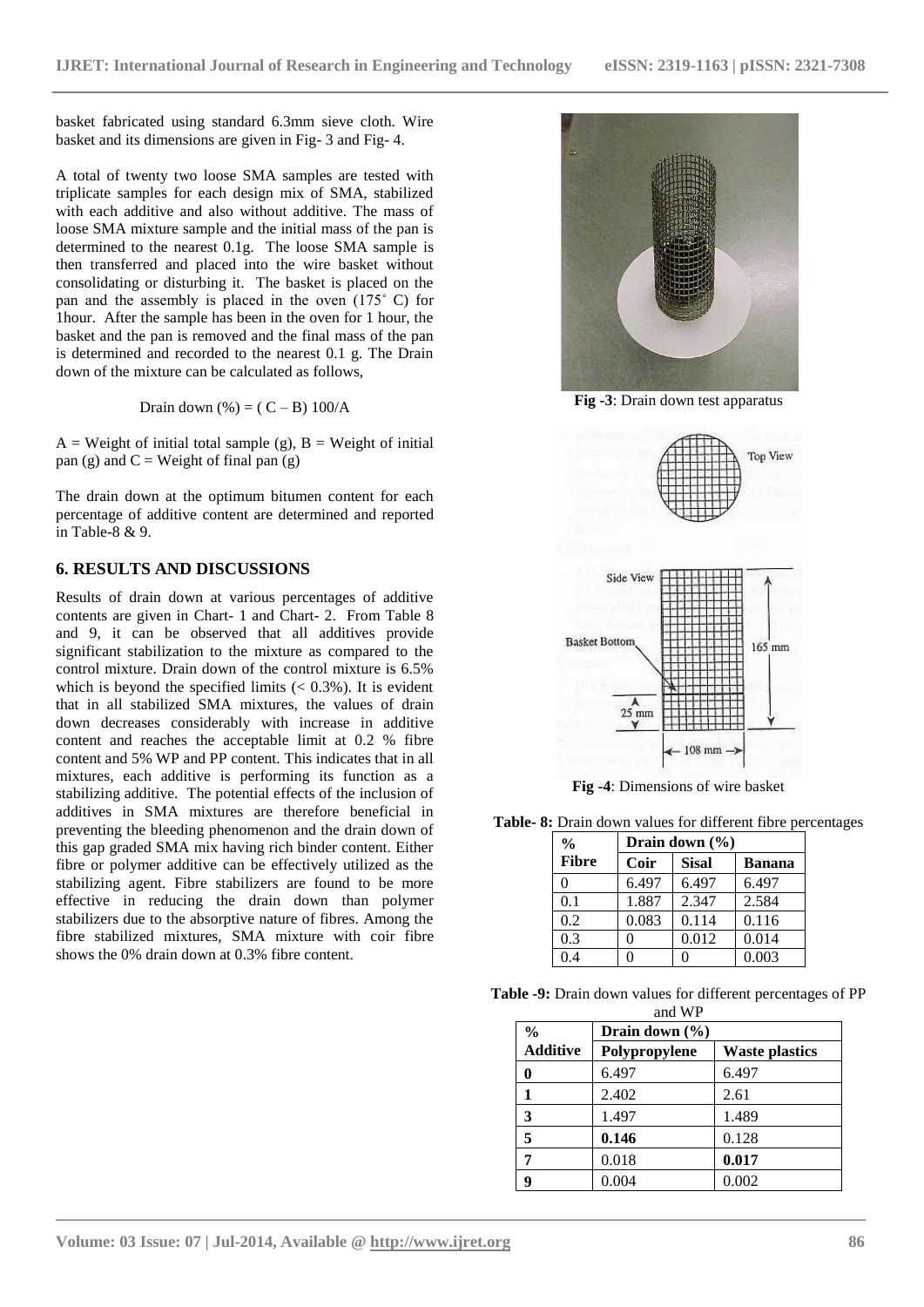basket fabricated using standard 6.3mm sieve cloth. Wire basket and its dimensions are given in Fig- 3 and Fig- 4.

A total of twenty two loose SMA samples are tested with triplicate samples for each design mix of SMA, stabilized with each additive and also without additive. The mass of loose SMA mixture sample and the initial mass of the pan is determined to the nearest 0.1g. The loose SMA sample is then transferred and placed into the wire basket without consolidating or disturbing it. The basket is placed on the pan and the assembly is placed in the oven (175˚ C) for 1hour. After the sample has been in the oven for 1 hour, the basket and the pan is removed and the final mass of the pan is determined and recorded to the nearest 0.1 g. The Drain down of the mixture can be calculated as follows,

$$\text{Drain down (\%)} = (C - B)\ 100/A$$

A = Weight of initial total sample (g), B = Weight of initial pan (g) and C = Weight of final pan (g)

The drain down at the optimum bitumen content for each percentage of additive content are determined and reported in Table-8 & 9.

**Fig -3**: Drain down test apparatus

**Fig -4**: Dimensions of wire basket

## 6. RESULTS AND DISCUSSIONS

Results of drain down at various percentages of additive contents are given in Chart- 1 and Chart- 2. From Table 8 and 9, it can be observed that all additives provide significant stabilization to the mixture as compared to the control mixture. Drain down of the control mixture is 6.5% which is beyond the specified limits (< 0.3%). It is evident that in all stabilized SMA mixtures, the values of drain down decreases considerably with increase in additive content and reaches the acceptable limit at 0.2 % fibre content and 5% WP and PP content. This indicates that in all mixtures, each additive is performing its function as a stabilizing additive. The potential effects of the inclusion of additives in SMA mixtures are therefore beneficial in preventing the bleeding phenomenon and the drain down of this gap graded SMA mix having rich binder content. Either fibre or polymer additive can be effectively utilized as the stabilizing agent. Fibre stabilizers are found to be more effective in reducing the drain down than polymer stabilizers due to the absorptive nature of fibres. Among the fibre stabilized mixtures, SMA mixture with coir fibre shows the 0% drain down at 0.3% fibre content.

**Table- 8:** Drain down values for different fibre percentages

| % Fibre | Drain down (%) | | |
|---|---|---|---|
| | Coir | Sisal | Banana |
| 0 | 6.497 | 6.497 | 6.497 |
| 0.1 | 1.887 | 2.347 | 2.584 |
| 0.2 | 0.083 | 0.114 | 0.116 |
| 0.3 | 0 | 0.012 | 0.014 |
| 0.4 | 0 | 0 | 0.003 |

**Table -9:** Drain down values for different percentages of PP and WP

| % Additive | Drain down (%) | |
|---|---|---|
| | Polypropylene | Waste plastics |
| **0** | 6.497 | 6.497 |
| **1** | 2.402 | 2.61 |
| **3** | 1.497 | 1.489 |
| **5** | **0.146** | 0.128 |
| **7** | 0.018 | **0.017** |
| **9** | 0.004 | 0.002 |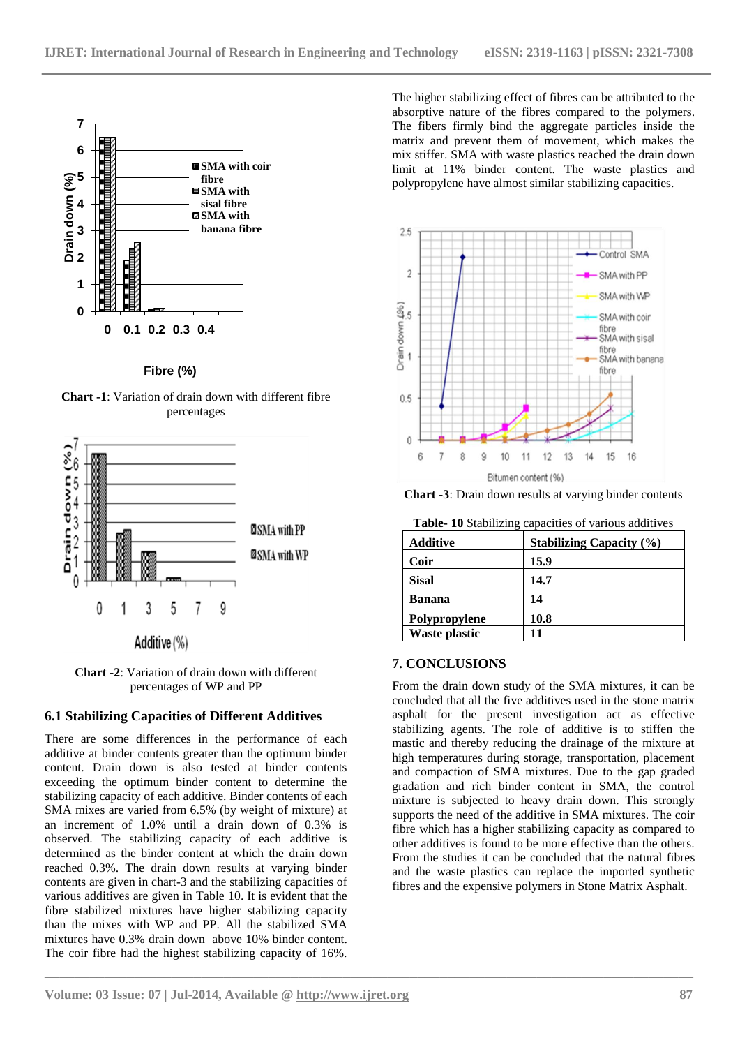Chart -1: Variation of drain down with different fibre percentages

Chart -2: Variation of drain down with different percentages of WP and PP

### 6.1 Stabilizing Capacities of Different Additives

There are some differences in the performance of each additive at binder contents greater than the optimum binder content. Drain down is also tested at binder contents exceeding the optimum binder content to determine the stabilizing capacity of each additive. Binder contents of each SMA mixes are varied from 6.5% (by weight of mixture) at an increment of 1.0% until a drain down of 0.3% is observed. The stabilizing capacity of each additive is determined as the binder content at which the drain down reached 0.3%. The drain down results at varying binder contents are given in chart-3 and the stabilizing capacities of various additives are given in Table 10. It is evident that the fibre stabilized mixtures have higher stabilizing capacity than the mixes with WP and PP. All the stabilized SMA mixtures have 0.3% drain down above 10% binder content. The coir fibre had the highest stabilizing capacity of 16%.

The higher stabilizing effect of fibres can be attributed to the absorptive nature of the fibres compared to the polymers. The fibers firmly bind the aggregate particles inside the matrix and prevent them of movement, which makes the mix stiffer. SMA with waste plastics reached the drain down limit at 11% binder content. The waste plastics and polypropylene have almost similar stabilizing capacities.

Chart -3: Drain down results at varying binder contents

Table- 10 Stabilizing capacities of various additives

| Additive | Stabilizing Capacity (%) |
|---|---|
| Coir | 15.9 |
| Sisal | 14.7 |
| Banana | 14 |
| Polypropylene | 10.8 |
| Waste plastic | 11 |

## 7. CONCLUSIONS

From the drain down study of the SMA mixtures, it can be concluded that all the five additives used in the stone matrix asphalt for the present investigation act as effective stabilizing agents. The role of additive is to stiffen the mastic and thereby reducing the drainage of the mixture at high temperatures during storage, transportation, placement and compaction of SMA mixtures. Due to the gap graded gradation and rich binder content in SMA, the control mixture is subjected to heavy drain down. This strongly supports the need of the additive in SMA mixtures. The coir fibre which has a higher stabilizing capacity as compared to other additives is found to be more effective than the others. From the studies it can be concluded that the natural fibres and the waste plastics can replace the imported synthetic fibres and the expensive polymers in Stone Matrix Asphalt.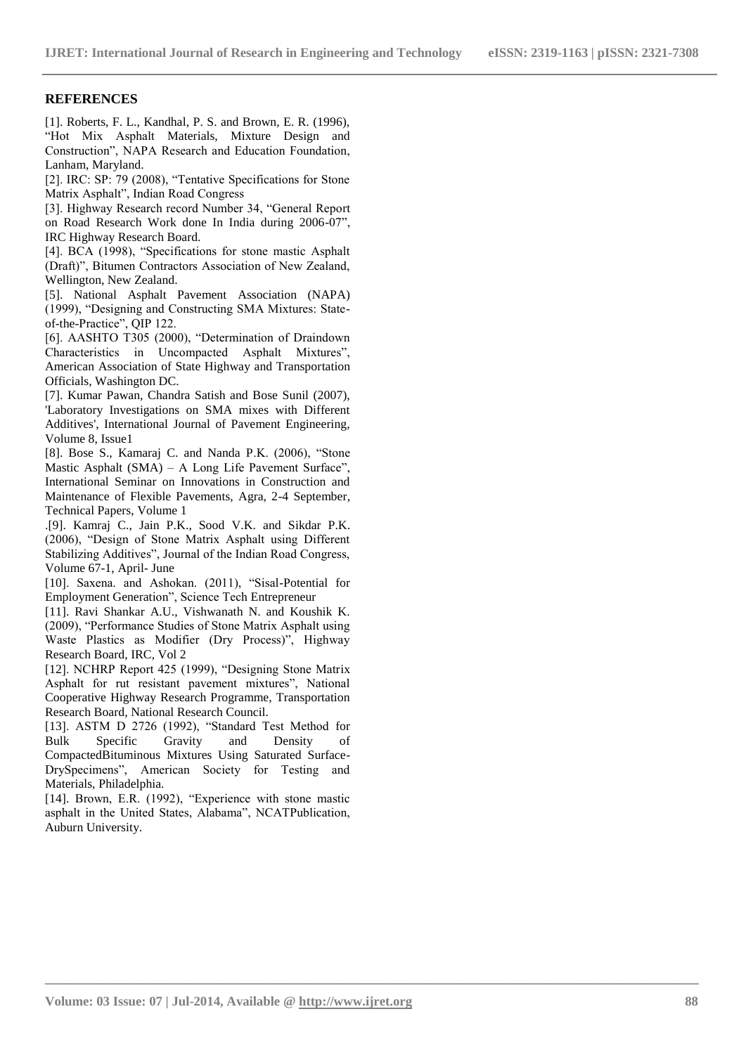## REFERENCES

[1]. Roberts, F. L., Kandhal, P. S. and Brown, E. R. (1996), “Hot Mix Asphalt Materials, Mixture Design and Construction”, NAPA Research and Education Foundation, Lanham, Maryland.

[2]. IRC: SP: 79 (2008), “Tentative Specifications for Stone Matrix Asphalt”, Indian Road Congress

[3]. Highway Research record Number 34, “General Report on Road Research Work done In India during 2006-07”, IRC Highway Research Board.

[4]. BCA (1998), “Specifications for stone mastic Asphalt (Draft)”, Bitumen Contractors Association of New Zealand, Wellington, New Zealand.

[5]. National Asphalt Pavement Association (NAPA) (1999), “Designing and Constructing SMA Mixtures: State-of-the-Practice”, QIP 122.

[6]. AASHTO T305 (2000), “Determination of Draindown Characteristics in Uncompacted Asphalt Mixtures”, American Association of State Highway and Transportation Officials, Washington DC.

[7]. Kumar Pawan, Chandra Satish and Bose Sunil (2007), 'Laboratory Investigations on SMA mixes with Different Additives', International Journal of Pavement Engineering, Volume 8, Issue1

[8]. Bose S., Kamaraj C. and Nanda P.K. (2006), “Stone Mastic Asphalt (SMA) – A Long Life Pavement Surface”, International Seminar on Innovations in Construction and Maintenance of Flexible Pavements, Agra, 2-4 September, Technical Papers, Volume 1

.[9]. Kamraj C., Jain P.K., Sood V.K. and Sikdar P.K. (2006), “Design of Stone Matrix Asphalt using Different Stabilizing Additives”, Journal of the Indian Road Congress, Volume 67-1, April- June

[10]. Saxena. and Ashokan. (2011), “Sisal-Potential for Employment Generation”, Science Tech Entrepreneur

[11]. Ravi Shankar A.U., Vishwanath N. and Koushik K. (2009), “Performance Studies of Stone Matrix Asphalt using Waste Plastics as Modifier (Dry Process)”, Highway Research Board, IRC, Vol 2

[12]. NCHRP Report 425 (1999), “Designing Stone Matrix Asphalt for rut resistant pavement mixtures”, National Cooperative Highway Research Programme, Transportation Research Board, National Research Council.

[13]. ASTM D 2726 (1992), “Standard Test Method for Bulk Specific Gravity and Density of CompactedBituminous Mixtures Using Saturated Surface-DrySpecimens”, American Society for Testing and Materials, Philadelphia.

[14]. Brown, E.R. (1992), “Experience with stone mastic asphalt in the United States, Alabama”, NCATPublication, Auburn University.